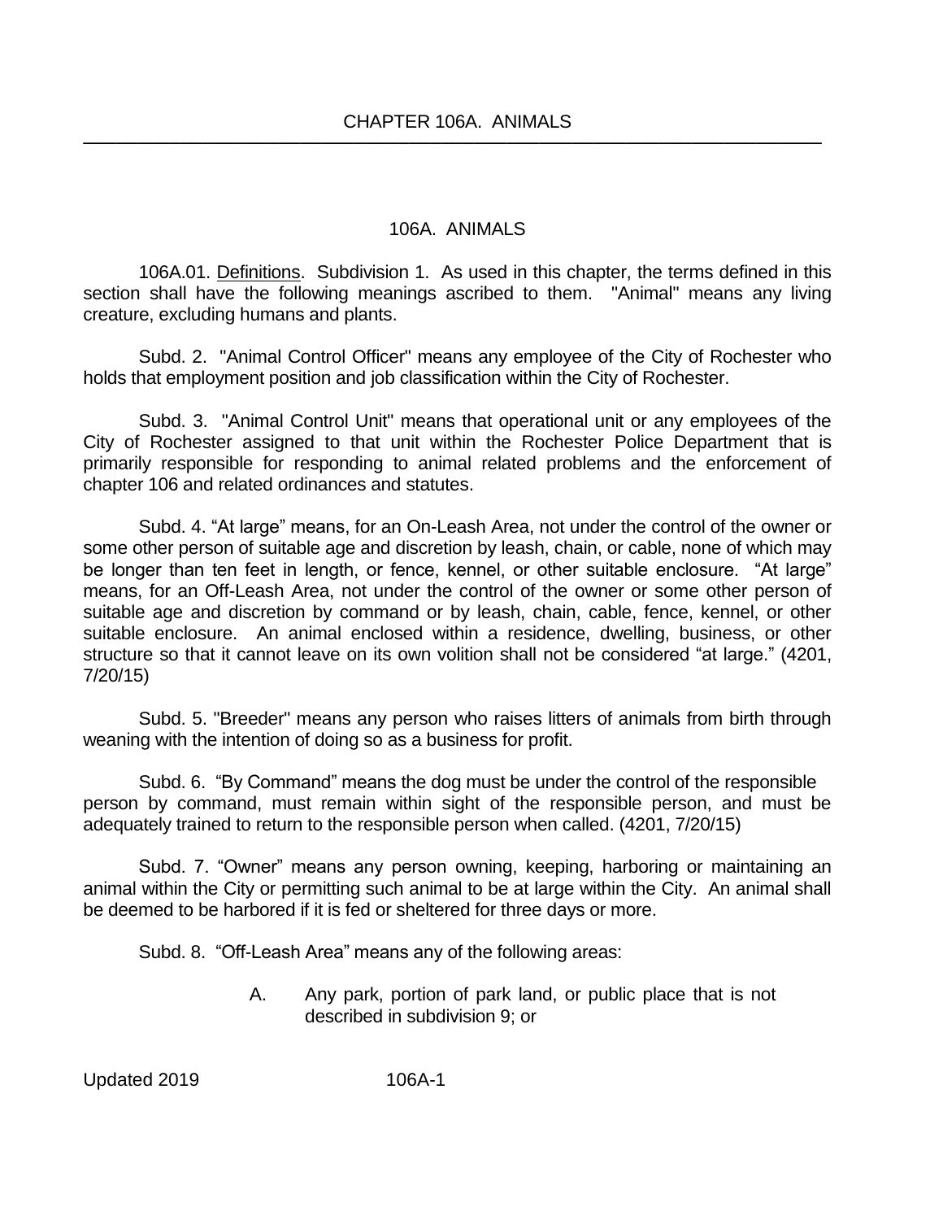# CHAPTER 106A. ANIMALS

## 106A. ANIMALS

106A.01. Definitions. Subdivision 1. As used in this chapter, the terms defined in this section shall have the following meanings ascribed to them. "Animal" means any living creature, excluding humans and plants.

Subd. 2. "Animal Control Officer" means any employee of the City of Rochester who holds that employment position and job classification within the City of Rochester.

Subd. 3. "Animal Control Unit" means that operational unit or any employees of the City of Rochester assigned to that unit within the Rochester Police Department that is primarily responsible for responding to animal related problems and the enforcement of chapter 106 and related ordinances and statutes.

Subd. 4. "At large" means, for an On-Leash Area, not under the control of the owner or some other person of suitable age and discretion by leash, chain, or cable, none of which may be longer than ten feet in length, or fence, kennel, or other suitable enclosure. "At large" means, for an Off-Leash Area, not under the control of the owner or some other person of suitable age and discretion by command or by leash, chain, cable, fence, kennel, or other suitable enclosure. An animal enclosed within a residence, dwelling, business, or other structure so that it cannot leave on its own volition shall not be considered "at large." (4201, 7/20/15)

Subd. 5. "Breeder" means any person who raises litters of animals from birth through weaning with the intention of doing so as a business for profit.

Subd. 6. "By Command" means the dog must be under the control of the responsible person by command, must remain within sight of the responsible person, and must be adequately trained to return to the responsible person when called. (4201, 7/20/15)

Subd. 7. "Owner" means any person owning, keeping, harboring or maintaining an animal within the City or permitting such animal to be at large within the City. An animal shall be deemed to be harbored if it is fed or sheltered for three days or more.

Subd. 8. "Off-Leash Area" means any of the following areas:

A. Any park, portion of park land, or public place that is not described in subdivision 9; or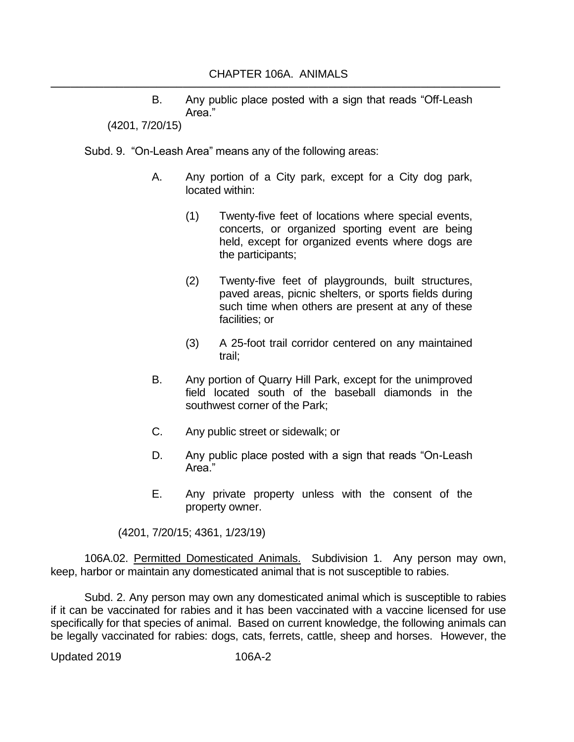B. Any public place posted with a sign that reads "Off-Leash Area."

(4201, 7/20/15)

Subd. 9. "On-Leash Area" means any of the following areas:

A. Any portion of a City park, except for a City dog park, located within:

(1) Twenty-five feet of locations where special events, concerts, or organized sporting event are being held, except for organized events where dogs are the participants;

(2) Twenty-five feet of playgrounds, built structures, paved areas, picnic shelters, or sports fields during such time when others are present at any of these facilities; or

(3) A 25-foot trail corridor centered on any maintained trail;

B. Any portion of Quarry Hill Park, except for the unimproved field located south of the baseball diamonds in the southwest corner of the Park;

C. Any public street or sidewalk; or

D. Any public place posted with a sign that reads "On-Leash Area."

E. Any private property unless with the consent of the property owner.

(4201, 7/20/15; 4361, 1/23/19)

106A.02. Permitted Domesticated Animals. Subdivision 1. Any person may own, keep, harbor or maintain any domesticated animal that is not susceptible to rabies.

Subd. 2. Any person may own any domesticated animal which is susceptible to rabies if it can be vaccinated for rabies and it has been vaccinated with a vaccine licensed for use specifically for that species of animal. Based on current knowledge, the following animals can be legally vaccinated for rabies: dogs, cats, ferrets, cattle, sheep and horses. However, the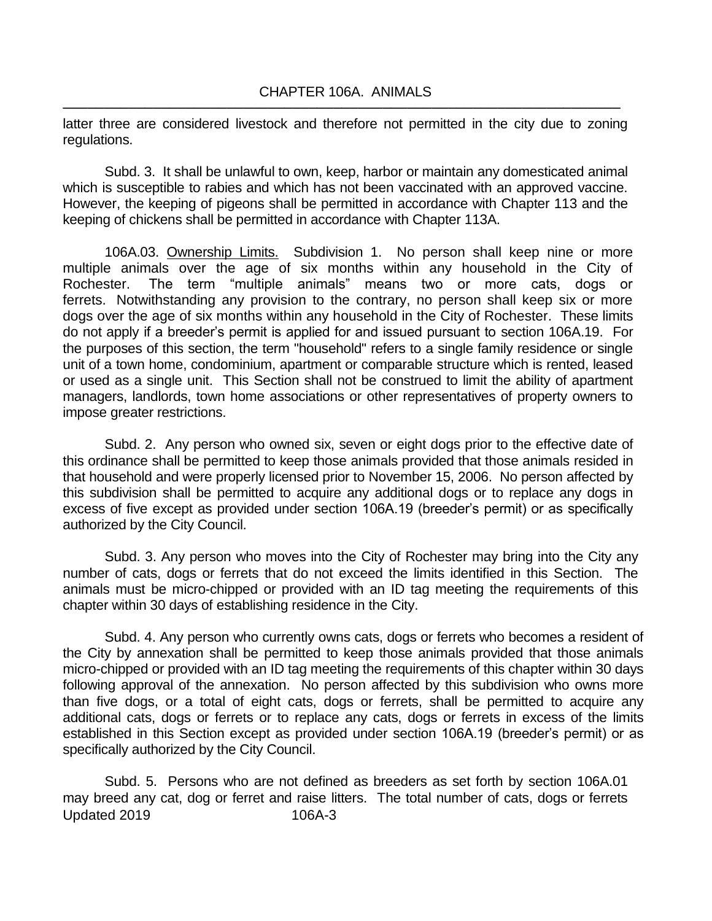latter three are considered livestock and therefore not permitted in the city due to zoning regulations.

Subd. 3. It shall be unlawful to own, keep, harbor or maintain any domesticated animal which is susceptible to rabies and which has not been vaccinated with an approved vaccine. However, the keeping of pigeons shall be permitted in accordance with Chapter 113 and the keeping of chickens shall be permitted in accordance with Chapter 113A.

106A.03. Ownership Limits. Subdivision 1. No person shall keep nine or more multiple animals over the age of six months within any household in the City of Rochester. The term "multiple animals" means two or more cats, dogs or ferrets. Notwithstanding any provision to the contrary, no person shall keep six or more dogs over the age of six months within any household in the City of Rochester. These limits do not apply if a breeder's permit is applied for and issued pursuant to section 106A.19. For the purposes of this section, the term "household" refers to a single family residence or single unit of a town home, condominium, apartment or comparable structure which is rented, leased or used as a single unit. This Section shall not be construed to limit the ability of apartment managers, landlords, town home associations or other representatives of property owners to impose greater restrictions.

Subd. 2. Any person who owned six, seven or eight dogs prior to the effective date of this ordinance shall be permitted to keep those animals provided that those animals resided in that household and were properly licensed prior to November 15, 2006. No person affected by this subdivision shall be permitted to acquire any additional dogs or to replace any dogs in excess of five except as provided under section 106A.19 (breeder's permit) or as specifically authorized by the City Council.

Subd. 3. Any person who moves into the City of Rochester may bring into the City any number of cats, dogs or ferrets that do not exceed the limits identified in this Section. The animals must be micro-chipped or provided with an ID tag meeting the requirements of this chapter within 30 days of establishing residence in the City.

Subd. 4. Any person who currently owns cats, dogs or ferrets who becomes a resident of the City by annexation shall be permitted to keep those animals provided that those animals micro-chipped or provided with an ID tag meeting the requirements of this chapter within 30 days following approval of the annexation. No person affected by this subdivision who owns more than five dogs, or a total of eight cats, dogs or ferrets, shall be permitted to acquire any additional cats, dogs or ferrets or to replace any cats, dogs or ferrets in excess of the limits established in this Section except as provided under section 106A.19 (breeder's permit) or as specifically authorized by the City Council.

Subd. 5. Persons who are not defined as breeders as set forth by section 106A.01 may breed any cat, dog or ferret and raise litters. The total number of cats, dogs or ferrets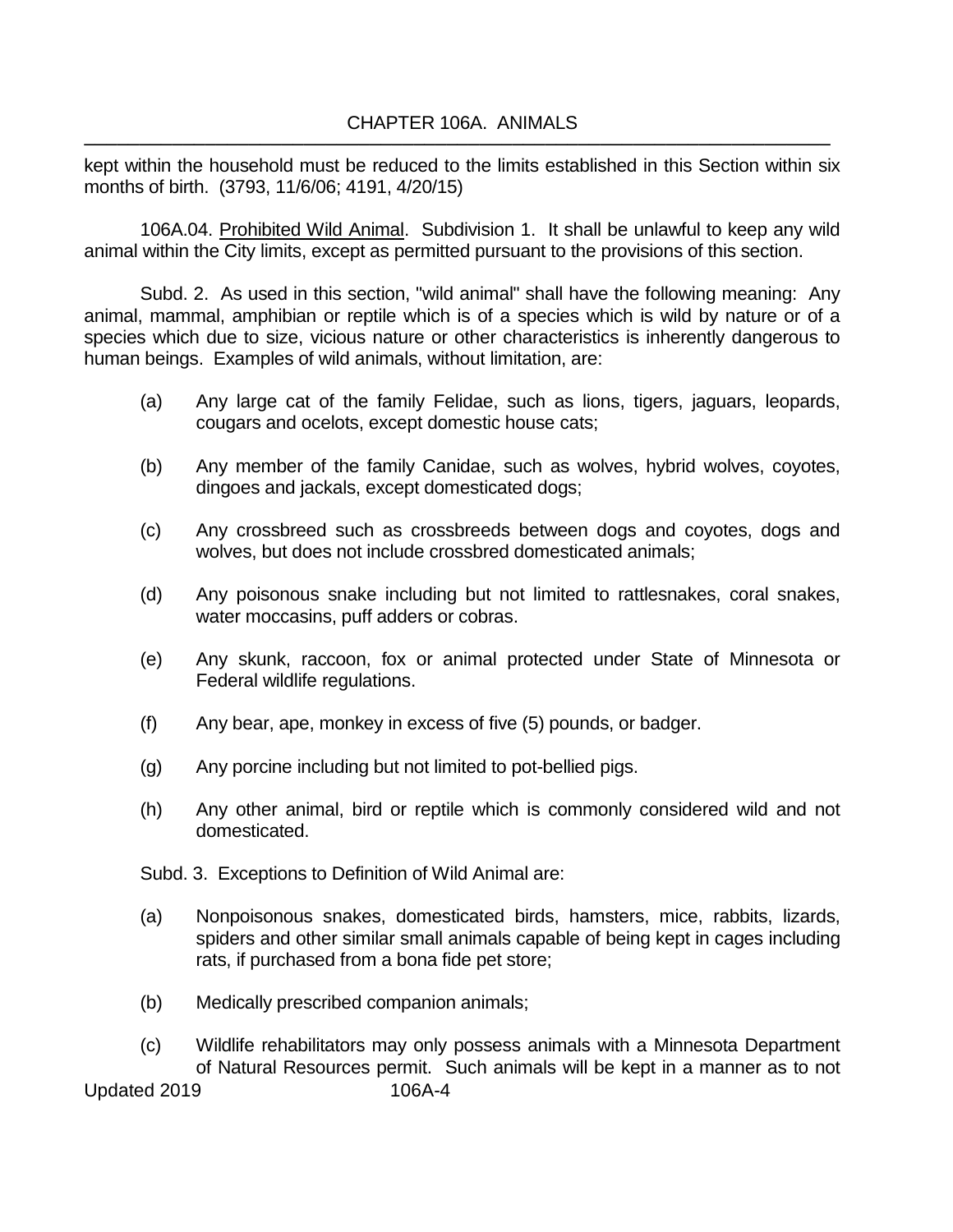kept within the household must be reduced to the limits established in this Section within six months of birth. (3793, 11/6/06; 4191, 4/20/15)

106A.04. <u>Prohibited Wild Animal</u>. Subdivision 1. It shall be unlawful to keep any wild animal within the City limits, except as permitted pursuant to the provisions of this section.

Subd. 2. As used in this section, "wild animal" shall have the following meaning: Any animal, mammal, amphibian or reptile which is of a species which is wild by nature or of a species which due to size, vicious nature or other characteristics is inherently dangerous to human beings. Examples of wild animals, without limitation, are:

- (a) Any large cat of the family Felidae, such as lions, tigers, jaguars, leopards, cougars and ocelots, except domestic house cats;
- (b) Any member of the family Canidae, such as wolves, hybrid wolves, coyotes, dingoes and jackals, except domesticated dogs;
- (c) Any crossbreed such as crossbreeds between dogs and coyotes, dogs and wolves, but does not include crossbred domesticated animals;
- (d) Any poisonous snake including but not limited to rattlesnakes, coral snakes, water moccasins, puff adders or cobras.
- (e) Any skunk, raccoon, fox or animal protected under State of Minnesota or Federal wildlife regulations.
- (f) Any bear, ape, monkey in excess of five (5) pounds, or badger.
- (g) Any porcine including but not limited to pot-bellied pigs.
- (h) Any other animal, bird or reptile which is commonly considered wild and not domesticated.

Subd. 3. Exceptions to Definition of Wild Animal are:

- (a) Nonpoisonous snakes, domesticated birds, hamsters, mice, rabbits, lizards, spiders and other similar small animals capable of being kept in cages including rats, if purchased from a bona fide pet store;
- (b) Medically prescribed companion animals;
- (c) Wildlife rehabilitators may only possess animals with a Minnesota Department of Natural Resources permit. Such animals will be kept in a manner as to not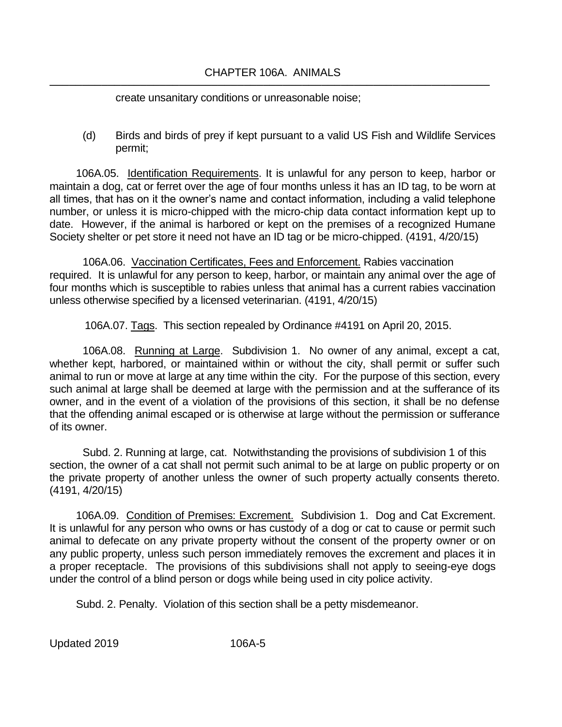create unsanitary conditions or unreasonable noise;

(d) Birds and birds of prey if kept pursuant to a valid US Fish and Wildlife Services permit;

106A.05. Identification Requirements. It is unlawful for any person to keep, harbor or maintain a dog, cat or ferret over the age of four months unless it has an ID tag, to be worn at all times, that has on it the owner's name and contact information, including a valid telephone number, or unless it is micro-chipped with the micro-chip data contact information kept up to date. However, if the animal is harbored or kept on the premises of a recognized Humane Society shelter or pet store it need not have an ID tag or be micro-chipped. (4191, 4/20/15)

106A.06. Vaccination Certificates, Fees and Enforcement. Rabies vaccination required. It is unlawful for any person to keep, harbor, or maintain any animal over the age of four months which is susceptible to rabies unless that animal has a current rabies vaccination unless otherwise specified by a licensed veterinarian. (4191, 4/20/15)

106A.07. Tags. This section repealed by Ordinance #4191 on April 20, 2015.

106A.08. Running at Large. Subdivision 1. No owner of any animal, except a cat, whether kept, harbored, or maintained within or without the city, shall permit or suffer such animal to run or move at large at any time within the city. For the purpose of this section, every such animal at large shall be deemed at large with the permission and at the sufferance of its owner, and in the event of a violation of the provisions of this section, it shall be no defense that the offending animal escaped or is otherwise at large without the permission or sufferance of its owner.

Subd. 2. Running at large, cat. Notwithstanding the provisions of subdivision 1 of this section, the owner of a cat shall not permit such animal to be at large on public property or on the private property of another unless the owner of such property actually consents thereto. (4191, 4/20/15)

106A.09. Condition of Premises: Excrement. Subdivision 1. Dog and Cat Excrement. It is unlawful for any person who owns or has custody of a dog or cat to cause or permit such animal to defecate on any private property without the consent of the property owner or on any public property, unless such person immediately removes the excrement and places it in a proper receptacle. The provisions of this subdivisions shall not apply to seeing-eye dogs under the control of a blind person or dogs while being used in city police activity.

Subd. 2. Penalty. Violation of this section shall be a petty misdemeanor.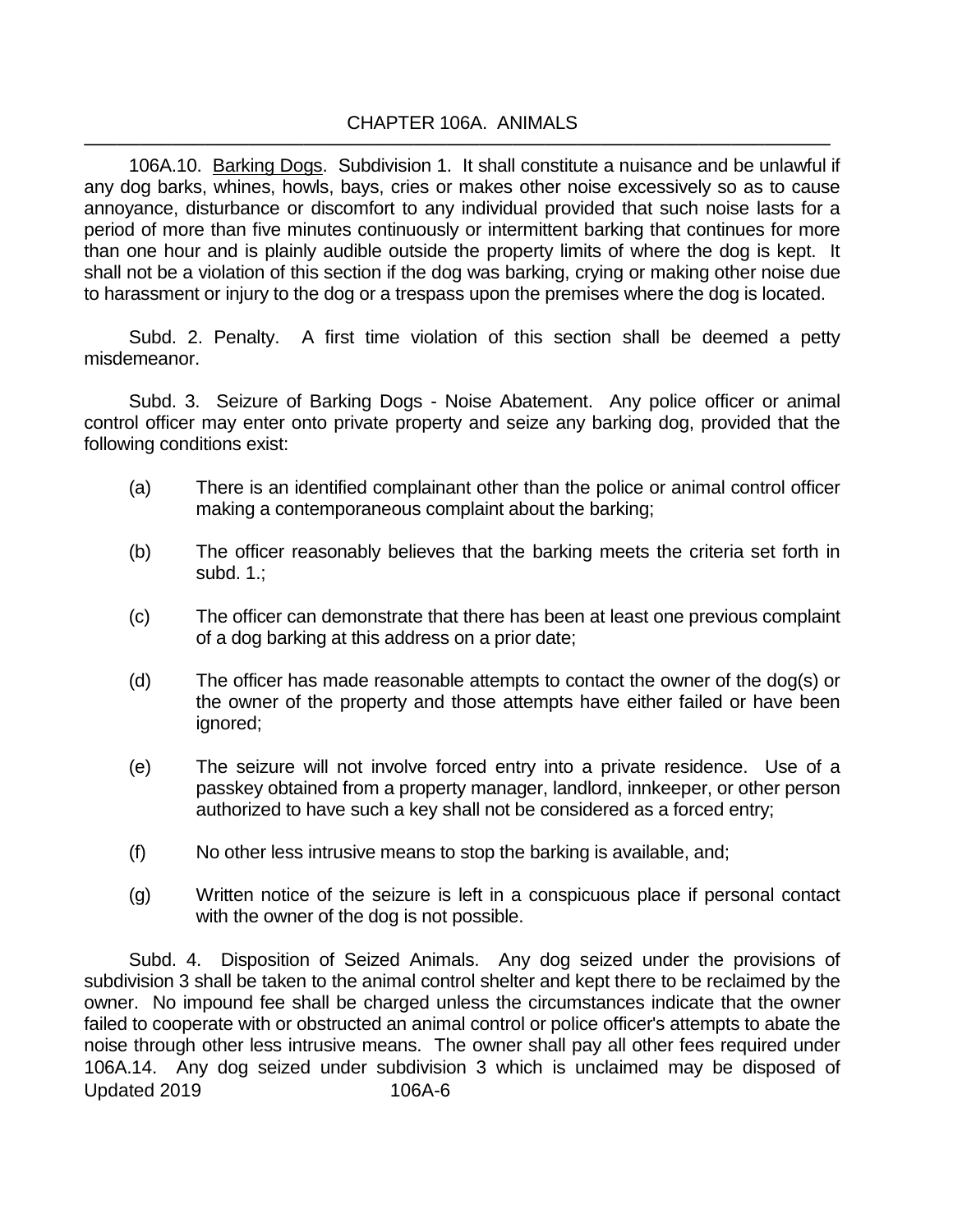106A.10. Barking Dogs. Subdivision 1. It shall constitute a nuisance and be unlawful if any dog barks, whines, howls, bays, cries or makes other noise excessively so as to cause annoyance, disturbance or discomfort to any individual provided that such noise lasts for a period of more than five minutes continuously or intermittent barking that continues for more than one hour and is plainly audible outside the property limits of where the dog is kept. It shall not be a violation of this section if the dog was barking, crying or making other noise due to harassment or injury to the dog or a trespass upon the premises where the dog is located.

Subd. 2. Penalty. A first time violation of this section shall be deemed a petty misdemeanor.

Subd. 3. Seizure of Barking Dogs - Noise Abatement. Any police officer or animal control officer may enter onto private property and seize any barking dog, provided that the following conditions exist:

(a) There is an identified complainant other than the police or animal control officer making a contemporaneous complaint about the barking;

(b) The officer reasonably believes that the barking meets the criteria set forth in subd. 1.;

(c) The officer can demonstrate that there has been at least one previous complaint of a dog barking at this address on a prior date;

(d) The officer has made reasonable attempts to contact the owner of the dog(s) or the owner of the property and those attempts have either failed or have been ignored;

(e) The seizure will not involve forced entry into a private residence. Use of a passkey obtained from a property manager, landlord, innkeeper, or other person authorized to have such a key shall not be considered as a forced entry;

(f) No other less intrusive means to stop the barking is available, and;

(g) Written notice of the seizure is left in a conspicuous place if personal contact with the owner of the dog is not possible.

Subd. 4. Disposition of Seized Animals. Any dog seized under the provisions of subdivision 3 shall be taken to the animal control shelter and kept there to be reclaimed by the owner. No impound fee shall be charged unless the circumstances indicate that the owner failed to cooperate with or obstructed an animal control or police officer's attempts to abate the noise through other less intrusive means. The owner shall pay all other fees required under 106A.14. Any dog seized under subdivision 3 which is unclaimed may be disposed of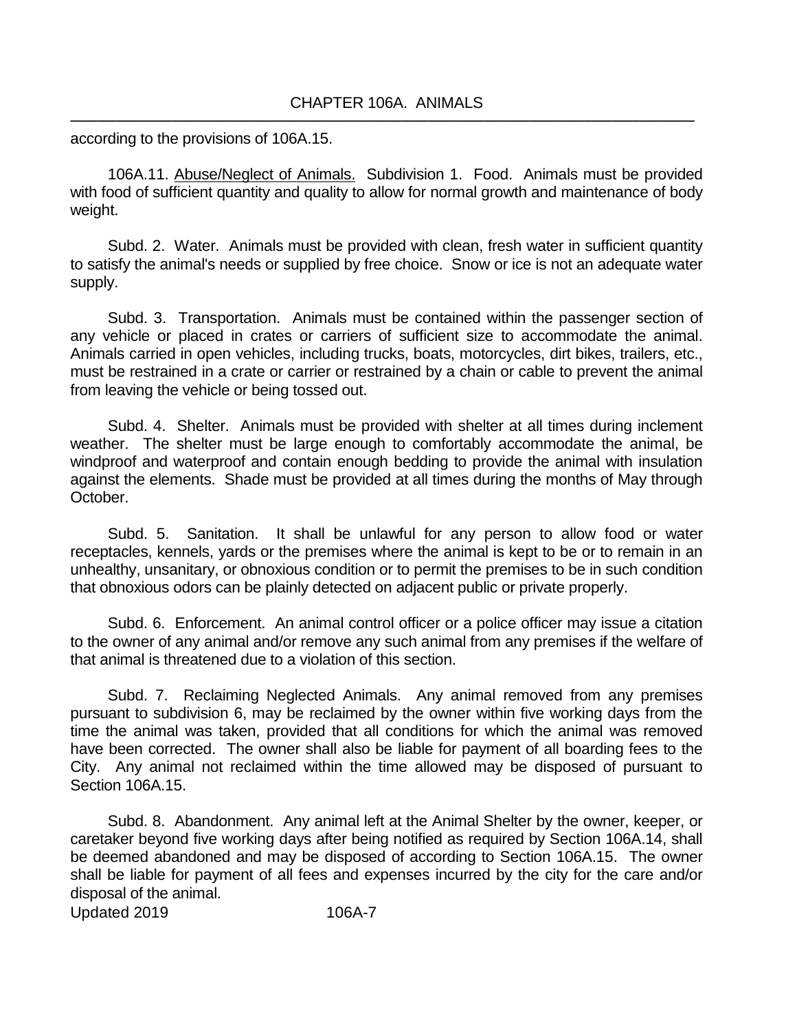according to the provisions of 106A.15.

106A.11. Abuse/Neglect of Animals. Subdivision 1. Food. Animals must be provided with food of sufficient quantity and quality to allow for normal growth and maintenance of body weight.

Subd. 2. Water. Animals must be provided with clean, fresh water in sufficient quantity to satisfy the animal's needs or supplied by free choice. Snow or ice is not an adequate water supply.

Subd. 3. Transportation. Animals must be contained within the passenger section of any vehicle or placed in crates or carriers of sufficient size to accommodate the animal. Animals carried in open vehicles, including trucks, boats, motorcycles, dirt bikes, trailers, etc., must be restrained in a crate or carrier or restrained by a chain or cable to prevent the animal from leaving the vehicle or being tossed out.

Subd. 4. Shelter. Animals must be provided with shelter at all times during inclement weather. The shelter must be large enough to comfortably accommodate the animal, be windproof and waterproof and contain enough bedding to provide the animal with insulation against the elements. Shade must be provided at all times during the months of May through October.

Subd. 5. Sanitation. It shall be unlawful for any person to allow food or water receptacles, kennels, yards or the premises where the animal is kept to be or to remain in an unhealthy, unsanitary, or obnoxious condition or to permit the premises to be in such condition that obnoxious odors can be plainly detected on adjacent public or private properly.

Subd. 6. Enforcement. An animal control officer or a police officer may issue a citation to the owner of any animal and/or remove any such animal from any premises if the welfare of that animal is threatened due to a violation of this section.

Subd. 7. Reclaiming Neglected Animals. Any animal removed from any premises pursuant to subdivision 6, may be reclaimed by the owner within five working days from the time the animal was taken, provided that all conditions for which the animal was removed have been corrected. The owner shall also be liable for payment of all boarding fees to the City. Any animal not reclaimed within the time allowed may be disposed of pursuant to Section 106A.15.

Subd. 8. Abandonment. Any animal left at the Animal Shelter by the owner, keeper, or caretaker beyond five working days after being notified as required by Section 106A.14, shall be deemed abandoned and may be disposed of according to Section 106A.15. The owner shall be liable for payment of all fees and expenses incurred by the city for the care and/or disposal of the animal.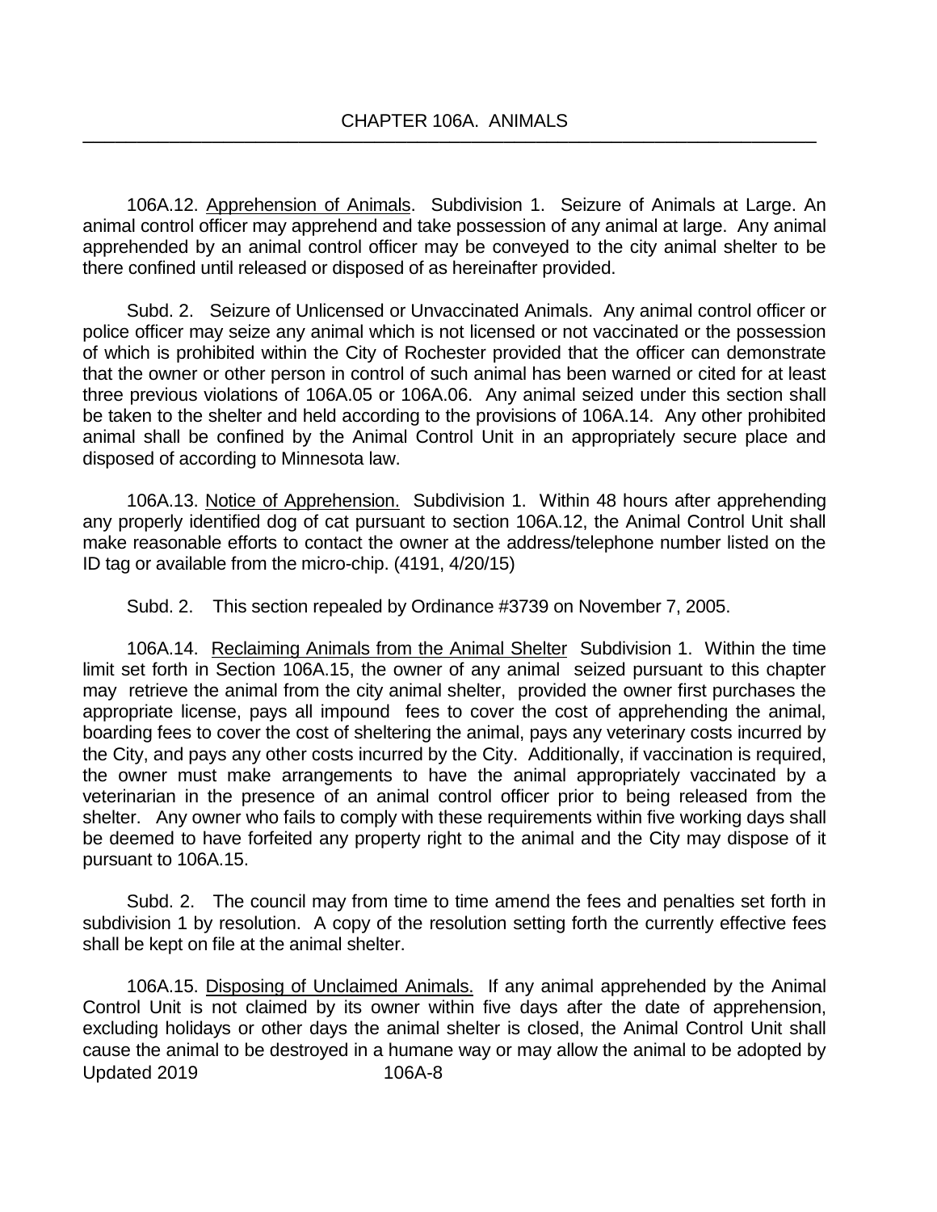106A.12. Apprehension of Animals. Subdivision 1. Seizure of Animals at Large. An animal control officer may apprehend and take possession of any animal at large. Any animal apprehended by an animal control officer may be conveyed to the city animal shelter to be there confined until released or disposed of as hereinafter provided.

Subd. 2. Seizure of Unlicensed or Unvaccinated Animals. Any animal control officer or police officer may seize any animal which is not licensed or not vaccinated or the possession of which is prohibited within the City of Rochester provided that the officer can demonstrate that the owner or other person in control of such animal has been warned or cited for at least three previous violations of 106A.05 or 106A.06. Any animal seized under this section shall be taken to the shelter and held according to the provisions of 106A.14. Any other prohibited animal shall be confined by the Animal Control Unit in an appropriately secure place and disposed of according to Minnesota law.

106A.13. Notice of Apprehension. Subdivision 1. Within 48 hours after apprehending any properly identified dog of cat pursuant to section 106A.12, the Animal Control Unit shall make reasonable efforts to contact the owner at the address/telephone number listed on the ID tag or available from the micro-chip. (4191, 4/20/15)

Subd. 2. This section repealed by Ordinance #3739 on November 7, 2005.

106A.14. Reclaiming Animals from the Animal Shelter Subdivision 1. Within the time limit set forth in Section 106A.15, the owner of any animal seized pursuant to this chapter may retrieve the animal from the city animal shelter, provided the owner first purchases the appropriate license, pays all impound fees to cover the cost of apprehending the animal, boarding fees to cover the cost of sheltering the animal, pays any veterinary costs incurred by the City, and pays any other costs incurred by the City. Additionally, if vaccination is required, the owner must make arrangements to have the animal appropriately vaccinated by a veterinarian in the presence of an animal control officer prior to being released from the shelter. Any owner who fails to comply with these requirements within five working days shall be deemed to have forfeited any property right to the animal and the City may dispose of it pursuant to 106A.15.

Subd. 2. The council may from time to time amend the fees and penalties set forth in subdivision 1 by resolution. A copy of the resolution setting forth the currently effective fees shall be kept on file at the animal shelter.

106A.15. Disposing of Unclaimed Animals. If any animal apprehended by the Animal Control Unit is not claimed by its owner within five days after the date of apprehension, excluding holidays or other days the animal shelter is closed, the Animal Control Unit shall cause the animal to be destroyed in a humane way or may allow the animal to be adopted by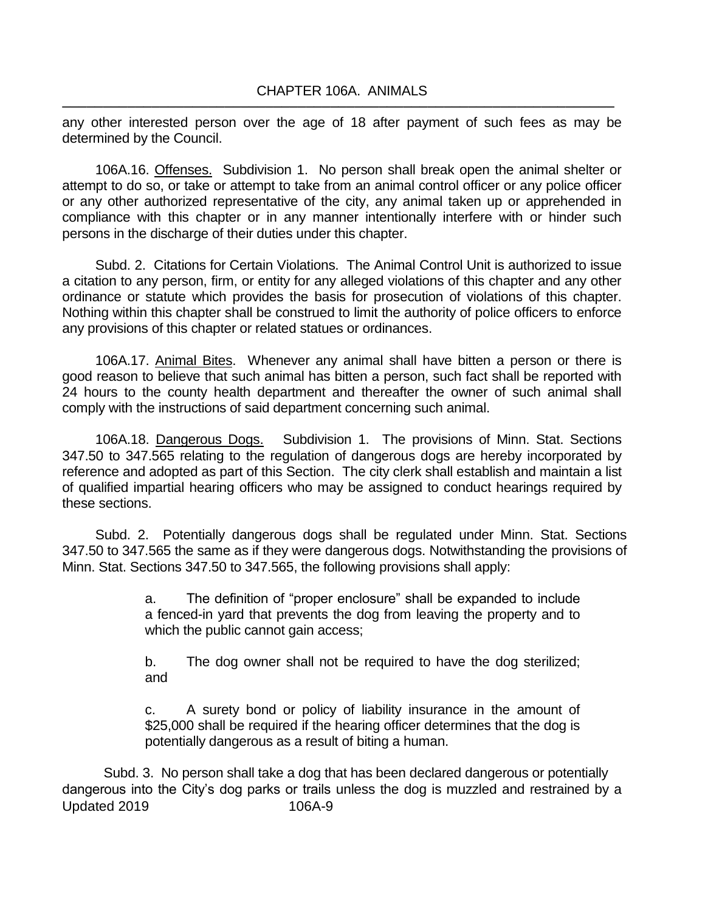any other interested person over the age of 18 after payment of such fees as may be determined by the Council.

106A.16. Offenses. Subdivision 1. No person shall break open the animal shelter or attempt to do so, or take or attempt to take from an animal control officer or any police officer or any other authorized representative of the city, any animal taken up or apprehended in compliance with this chapter or in any manner intentionally interfere with or hinder such persons in the discharge of their duties under this chapter.

Subd. 2. Citations for Certain Violations. The Animal Control Unit is authorized to issue a citation to any person, firm, or entity for any alleged violations of this chapter and any other ordinance or statute which provides the basis for prosecution of violations of this chapter. Nothing within this chapter shall be construed to limit the authority of police officers to enforce any provisions of this chapter or related statues or ordinances.

106A.17. Animal Bites. Whenever any animal shall have bitten a person or there is good reason to believe that such animal has bitten a person, such fact shall be reported with 24 hours to the county health department and thereafter the owner of such animal shall comply with the instructions of said department concerning such animal.

106A.18. Dangerous Dogs. Subdivision 1. The provisions of Minn. Stat. Sections 347.50 to 347.565 relating to the regulation of dangerous dogs are hereby incorporated by reference and adopted as part of this Section. The city clerk shall establish and maintain a list of qualified impartial hearing officers who may be assigned to conduct hearings required by these sections.

Subd. 2. Potentially dangerous dogs shall be regulated under Minn. Stat. Sections 347.50 to 347.565 the same as if they were dangerous dogs. Notwithstanding the provisions of Minn. Stat. Sections 347.50 to 347.565, the following provisions shall apply:

a. The definition of "proper enclosure" shall be expanded to include a fenced-in yard that prevents the dog from leaving the property and to which the public cannot gain access;

b. The dog owner shall not be required to have the dog sterilized; and

c. A surety bond or policy of liability insurance in the amount of $25,000 shall be required if the hearing officer determines that the dog is potentially dangerous as a result of biting a human.

Subd. 3. No person shall take a dog that has been declared dangerous or potentially dangerous into the City's dog parks or trails unless the dog is muzzled and restrained by a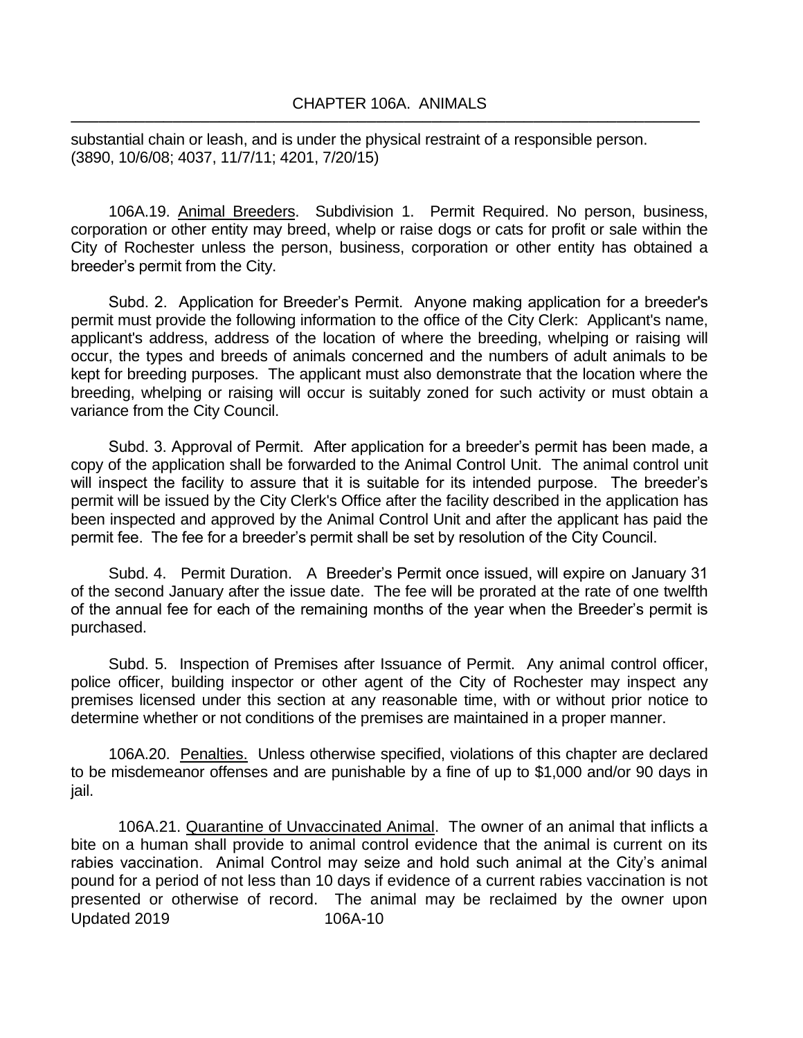substantial chain or leash, and is under the physical restraint of a responsible person. (3890, 10/6/08; 4037, 11/7/11; 4201, 7/20/15)

106A.19. Animal Breeders. Subdivision 1. Permit Required. No person, business, corporation or other entity may breed, whelp or raise dogs or cats for profit or sale within the City of Rochester unless the person, business, corporation or other entity has obtained a breeder's permit from the City.

Subd. 2. Application for Breeder's Permit. Anyone making application for a breeder's permit must provide the following information to the office of the City Clerk: Applicant's name, applicant's address, address of the location of where the breeding, whelping or raising will occur, the types and breeds of animals concerned and the numbers of adult animals to be kept for breeding purposes. The applicant must also demonstrate that the location where the breeding, whelping or raising will occur is suitably zoned for such activity or must obtain a variance from the City Council.

Subd. 3. Approval of Permit. After application for a breeder's permit has been made, a copy of the application shall be forwarded to the Animal Control Unit. The animal control unit will inspect the facility to assure that it is suitable for its intended purpose. The breeder's permit will be issued by the City Clerk's Office after the facility described in the application has been inspected and approved by the Animal Control Unit and after the applicant has paid the permit fee. The fee for a breeder's permit shall be set by resolution of the City Council.

Subd. 4. Permit Duration. A Breeder's Permit once issued, will expire on January 31 of the second January after the issue date. The fee will be prorated at the rate of one twelfth of the annual fee for each of the remaining months of the year when the Breeder's permit is purchased.

Subd. 5. Inspection of Premises after Issuance of Permit. Any animal control officer, police officer, building inspector or other agent of the City of Rochester may inspect any premises licensed under this section at any reasonable time, with or without prior notice to determine whether or not conditions of the premises are maintained in a proper manner.

106A.20. Penalties. Unless otherwise specified, violations of this chapter are declared to be misdemeanor offenses and are punishable by a fine of up to $1,000 and/or 90 days in jail.

106A.21. Quarantine of Unvaccinated Animal. The owner of an animal that inflicts a bite on a human shall provide to animal control evidence that the animal is current on its rabies vaccination. Animal Control may seize and hold such animal at the City's animal pound for a period of not less than 10 days if evidence of a current rabies vaccination is not presented or otherwise of record. The animal may be reclaimed by the owner upon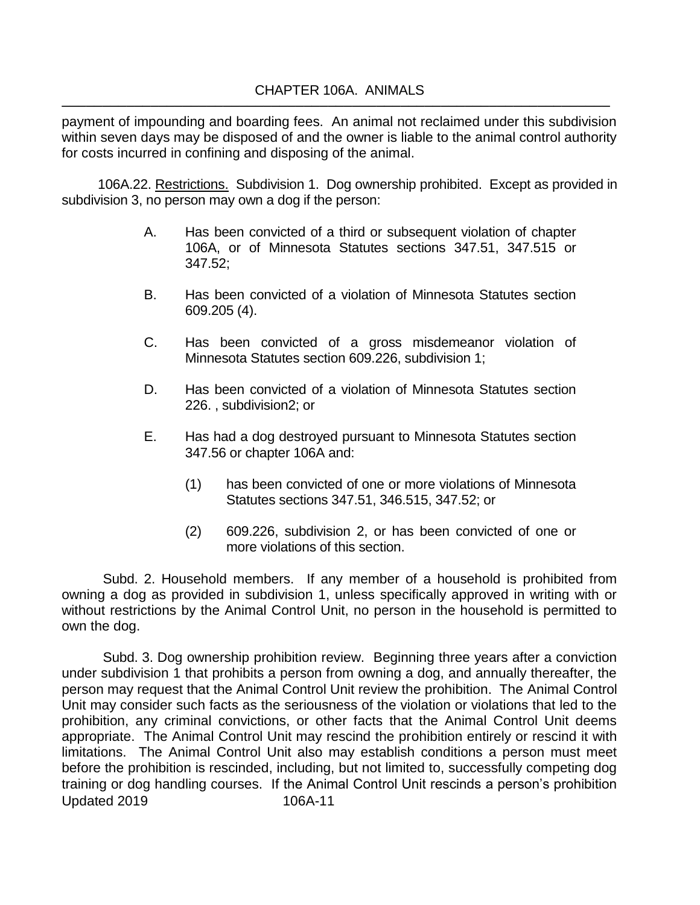payment of impounding and boarding fees. An animal not reclaimed under this subdivision within seven days may be disposed of and the owner is liable to the animal control authority for costs incurred in confining and disposing of the animal.

106A.22. Restrictions. Subdivision 1. Dog ownership prohibited. Except as provided in subdivision 3, no person may own a dog if the person:

A. Has been convicted of a third or subsequent violation of chapter 106A, or of Minnesota Statutes sections 347.51, 347.515 or 347.52;

B. Has been convicted of a violation of Minnesota Statutes section 609.205 (4).

C. Has been convicted of a gross misdemeanor violation of Minnesota Statutes section 609.226, subdivision 1;

D. Has been convicted of a violation of Minnesota Statutes section 226. , subdivision2; or

E. Has had a dog destroyed pursuant to Minnesota Statutes section 347.56 or chapter 106A and:

   (1) has been convicted of one or more violations of Minnesota Statutes sections 347.51, 346.515, 347.52; or

   (2) 609.226, subdivision 2, or has been convicted of one or more violations of this section.

Subd. 2. Household members. If any member of a household is prohibited from owning a dog as provided in subdivision 1, unless specifically approved in writing with or without restrictions by the Animal Control Unit, no person in the household is permitted to own the dog.

Subd. 3. Dog ownership prohibition review. Beginning three years after a conviction under subdivision 1 that prohibits a person from owning a dog, and annually thereafter, the person may request that the Animal Control Unit review the prohibition. The Animal Control Unit may consider such facts as the seriousness of the violation or violations that led to the prohibition, any criminal convictions, or other facts that the Animal Control Unit deems appropriate. The Animal Control Unit may rescind the prohibition entirely or rescind it with limitations. The Animal Control Unit also may establish conditions a person must meet before the prohibition is rescinded, including, but not limited to, successfully competing dog training or dog handling courses. If the Animal Control Unit rescinds a person's prohibition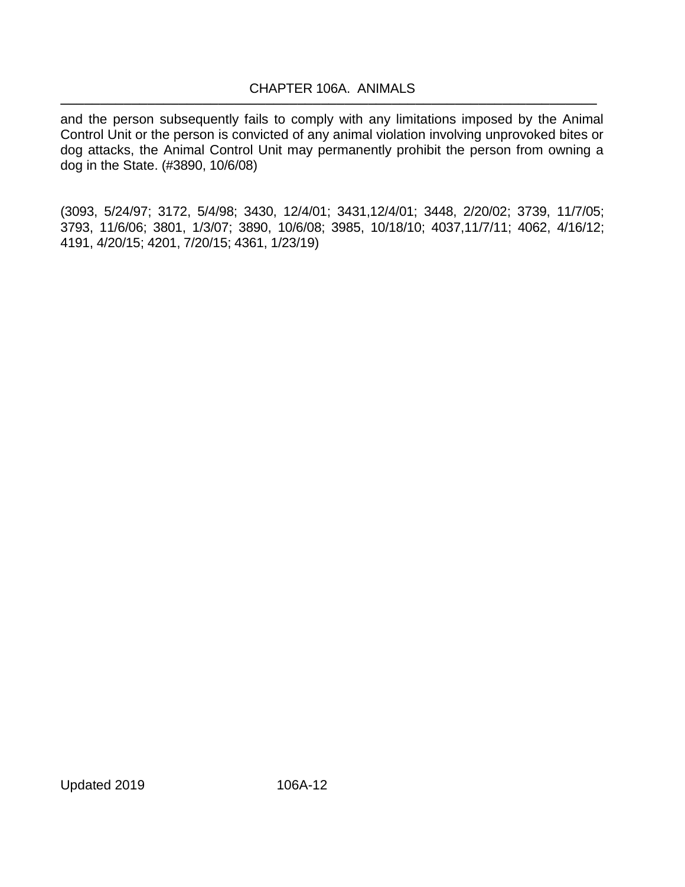and the person subsequently fails to comply with any limitations imposed by the Animal Control Unit or the person is convicted of any animal violation involving unprovoked bites or dog attacks, the Animal Control Unit may permanently prohibit the person from owning a dog in the State. (#3890, 10/6/08)

(3093, 5/24/97; 3172, 5/4/98; 3430, 12/4/01; 3431,12/4/01; 3448, 2/20/02; 3739, 11/7/05; 3793, 11/6/06; 3801, 1/3/07; 3890, 10/6/08; 3985, 10/18/10; 4037,11/7/11; 4062, 4/16/12; 4191, 4/20/15; 4201, 7/20/15; 4361, 1/23/19)